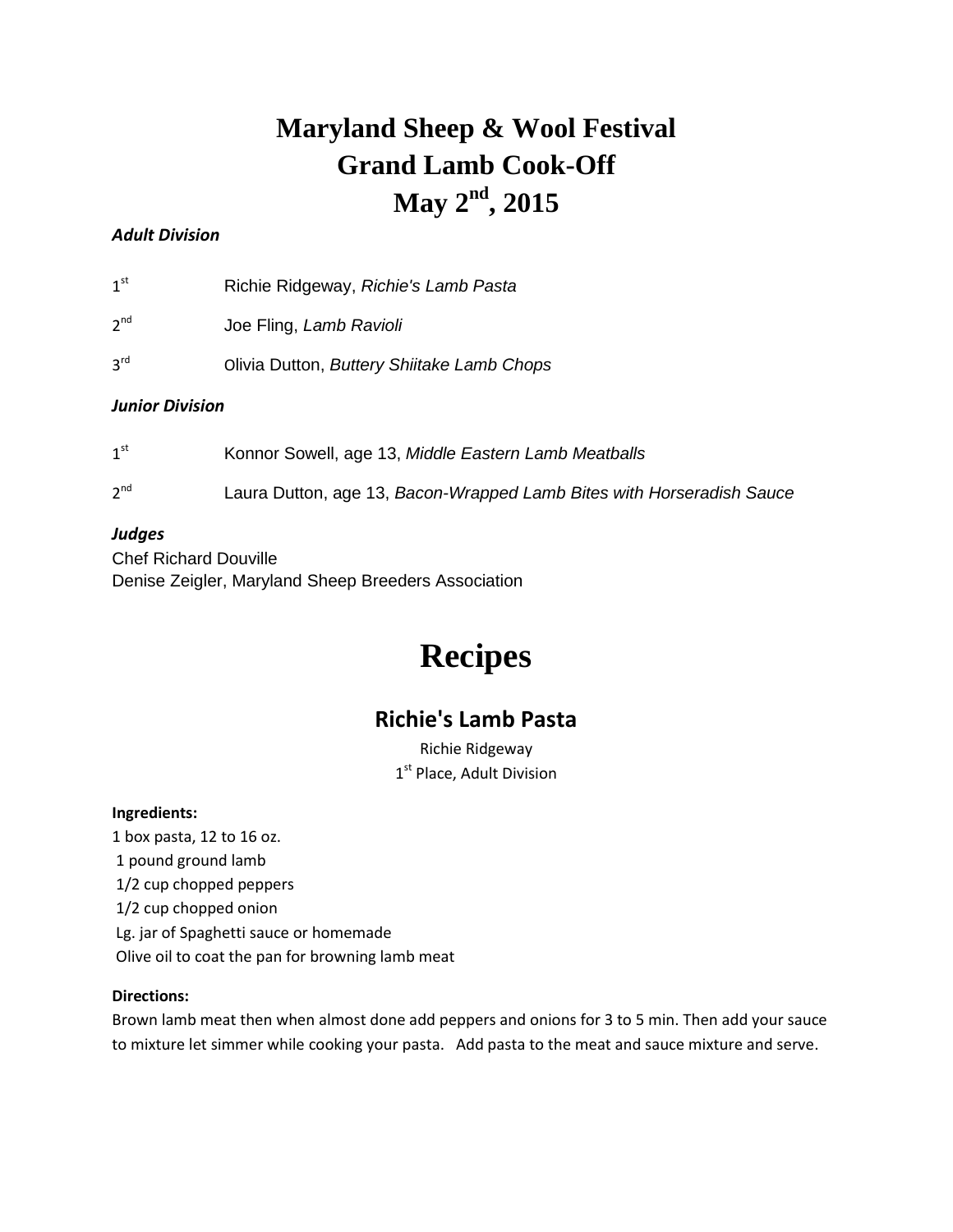# Maryland Sheep & Wool Festival
# Grand Lamb Cook-Off
# May 2nd, 2015

***Adult Division***

1st Richie Ridgeway, *Richie's Lamb Pasta*

2nd Joe Fling, *Lamb Ravioli*

3rd Olivia Dutton, *Buttery Shiitake Lamb Chops*

***Junior Division***

1st Konnor Sowell, age 13, *Middle Eastern Lamb Meatballs*

2nd Laura Dutton, age 13, *Bacon-Wrapped Lamb Bites with Horseradish Sauce*

***Judges***

Chef Richard Douville
Denise Zeigler, Maryland Sheep Breeders Association

# Recipes

## Richie's Lamb Pasta

Richie Ridgeway
1st Place, Adult Division

**Ingredients:**

1 box pasta, 12 to 16 oz.
1 pound ground lamb
1/2 cup chopped peppers
1/2 cup chopped onion
Lg. jar of Spaghetti sauce or homemade
Olive oil to coat the pan for browning lamb meat

**Directions:**

Brown lamb meat then when almost done add peppers and onions for 3 to 5 min. Then add your sauce to mixture let simmer while cooking your pasta. Add pasta to the meat and sauce mixture and serve.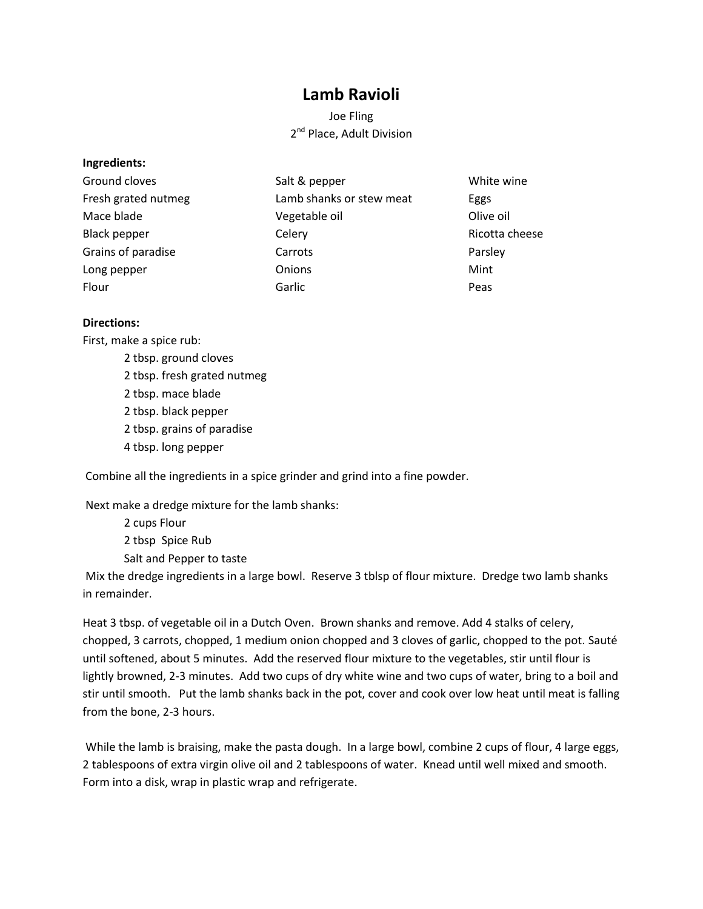# Lamb Ravioli

Joe Fling
2nd Place, Adult Division

**Ingredients:**

- Ground cloves
- Fresh grated nutmeg
- Mace blade
- Black pepper
- Grains of paradise
- Long pepper
- Flour
- Salt & pepper
- Lamb shanks or stew meat
- Vegetable oil
- Celery
- Carrots
- Onions
- Garlic
- White wine
- Eggs
- Olive oil
- Ricotta cheese
- Parsley
- Mint
- Peas

**Directions:**

First, make a spice rub:

- 2 tbsp. ground cloves
- 2 tbsp. fresh grated nutmeg
- 2 tbsp. mace blade
- 2 tbsp. black pepper
- 2 tbsp. grains of paradise
- 4 tbsp. long pepper

Combine all the ingredients in a spice grinder and grind into a fine powder.

Next make a dredge mixture for the lamb shanks:

- 2 cups Flour
- 2 tbsp Spice Rub
- Salt and Pepper to taste

Mix the dredge ingredients in a large bowl. Reserve 3 tblsp of flour mixture. Dredge two lamb shanks in remainder.

Heat 3 tbsp. of vegetable oil in a Dutch Oven. Brown shanks and remove. Add 4 stalks of celery, chopped, 3 carrots, chopped, 1 medium onion chopped and 3 cloves of garlic, chopped to the pot. Sauté until softened, about 5 minutes. Add the reserved flour mixture to the vegetables, stir until flour is lightly browned, 2-3 minutes. Add two cups of dry white wine and two cups of water, bring to a boil and stir until smooth. Put the lamb shanks back in the pot, cover and cook over low heat until meat is falling from the bone, 2-3 hours.

While the lamb is braising, make the pasta dough. In a large bowl, combine 2 cups of flour, 4 large eggs, 2 tablespoons of extra virgin olive oil and 2 tablespoons of water. Knead until well mixed and smooth. Form into a disk, wrap in plastic wrap and refrigerate.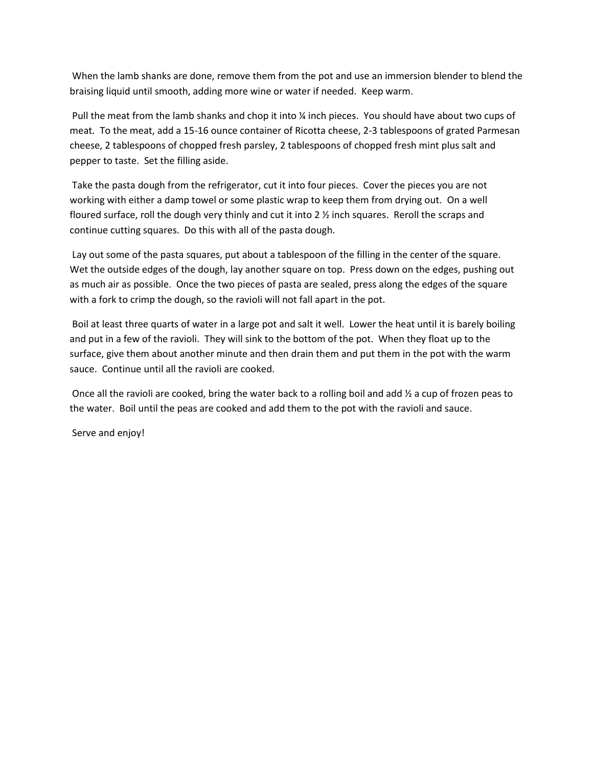When the lamb shanks are done, remove them from the pot and use an immersion blender to blend the braising liquid until smooth, adding more wine or water if needed. Keep warm.

Pull the meat from the lamb shanks and chop it into ¼ inch pieces. You should have about two cups of meat. To the meat, add a 15-16 ounce container of Ricotta cheese, 2-3 tablespoons of grated Parmesan cheese, 2 tablespoons of chopped fresh parsley, 2 tablespoons of chopped fresh mint plus salt and pepper to taste. Set the filling aside.

Take the pasta dough from the refrigerator, cut it into four pieces. Cover the pieces you are not working with either a damp towel or some plastic wrap to keep them from drying out. On a well floured surface, roll the dough very thinly and cut it into 2 ½ inch squares. Reroll the scraps and continue cutting squares. Do this with all of the pasta dough.

Lay out some of the pasta squares, put about a tablespoon of the filling in the center of the square. Wet the outside edges of the dough, lay another square on top. Press down on the edges, pushing out as much air as possible. Once the two pieces of pasta are sealed, press along the edges of the square with a fork to crimp the dough, so the ravioli will not fall apart in the pot.

Boil at least three quarts of water in a large pot and salt it well. Lower the heat until it is barely boiling and put in a few of the ravioli. They will sink to the bottom of the pot. When they float up to the surface, give them about another minute and then drain them and put them in the pot with the warm sauce. Continue until all the ravioli are cooked.

Once all the ravioli are cooked, bring the water back to a rolling boil and add ½ a cup of frozen peas to the water. Boil until the peas are cooked and add them to the pot with the ravioli and sauce.

Serve and enjoy!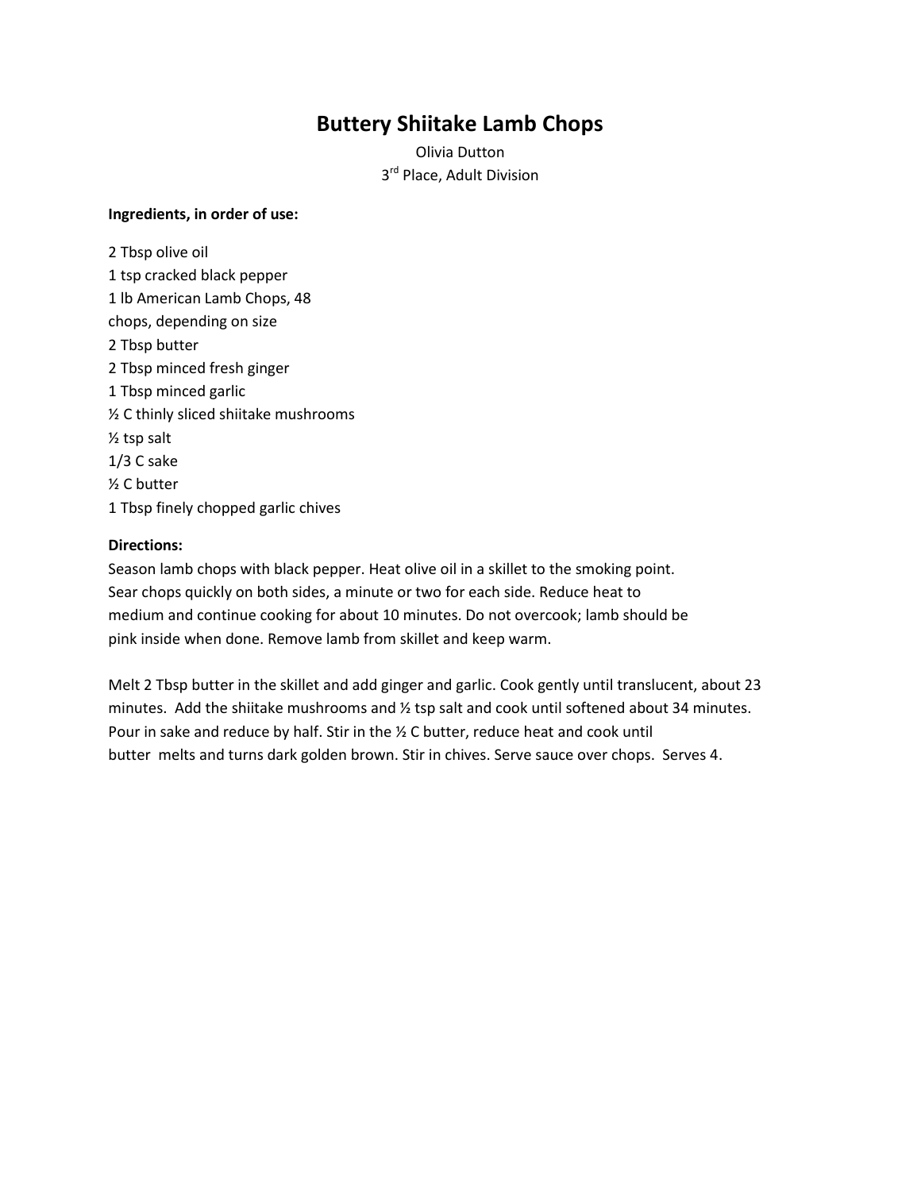# Buttery Shiitake Lamb Chops

Olivia Dutton
3rd Place, Adult Division

**Ingredients, in order of use:**

2 Tbsp olive oil
1 tsp cracked black pepper
1 lb American Lamb Chops, 48
chops, depending on size
2 Tbsp butter
2 Tbsp minced fresh ginger
1 Tbsp minced garlic
½ C thinly sliced shiitake mushrooms
½ tsp salt
1/3 C sake
½ C butter
1 Tbsp finely chopped garlic chives

**Directions:**
Season lamb chops with black pepper. Heat olive oil in a skillet to the smoking point. Sear chops quickly on both sides, a minute or two for each side. Reduce heat to medium and continue cooking for about 10 minutes. Do not overcook; lamb should be pink inside when done. Remove lamb from skillet and keep warm.

Melt 2 Tbsp butter in the skillet and add ginger and garlic. Cook gently until translucent, about 23 minutes. Add the shiitake mushrooms and ½ tsp salt and cook until softened about 34 minutes. Pour in sake and reduce by half. Stir in the ½ C butter, reduce heat and cook until butter melts and turns dark golden brown. Stir in chives. Serve sauce over chops. Serves 4.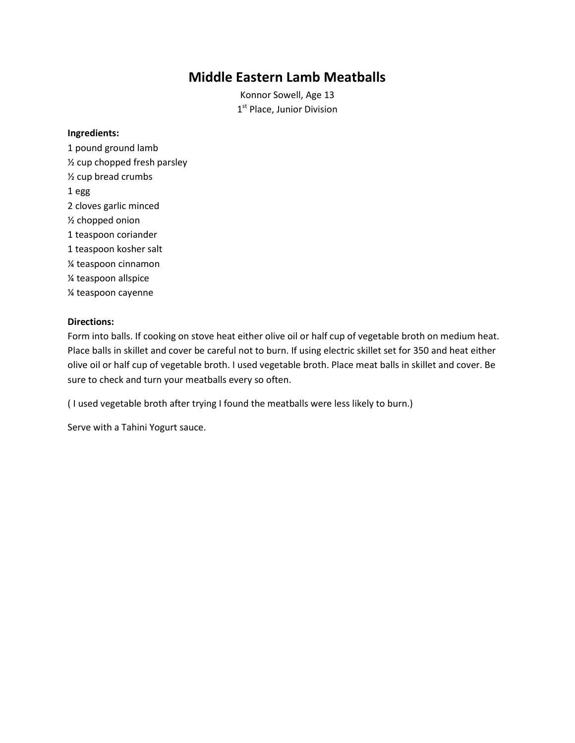# Middle Eastern Lamb Meatballs

Konnor Sowell, Age 13
1st Place, Junior Division

**Ingredients:**

1 pound ground lamb
½ cup chopped fresh parsley
½ cup bread crumbs
1 egg
2 cloves garlic minced
½ chopped onion
1 teaspoon coriander
1 teaspoon kosher salt
¼ teaspoon cinnamon
¼ teaspoon allspice
¼ teaspoon cayenne

**Directions:**

Form into balls. If cooking on stove heat either olive oil or half cup of vegetable broth on medium heat. Place balls in skillet and cover be careful not to burn. If using electric skillet set for 350 and heat either olive oil or half cup of vegetable broth. I used vegetable broth. Place meat balls in skillet and cover. Be sure to check and turn your meatballs every so often.

( I used vegetable broth after trying I found the meatballs were less likely to burn.)

Serve with a Tahini Yogurt sauce.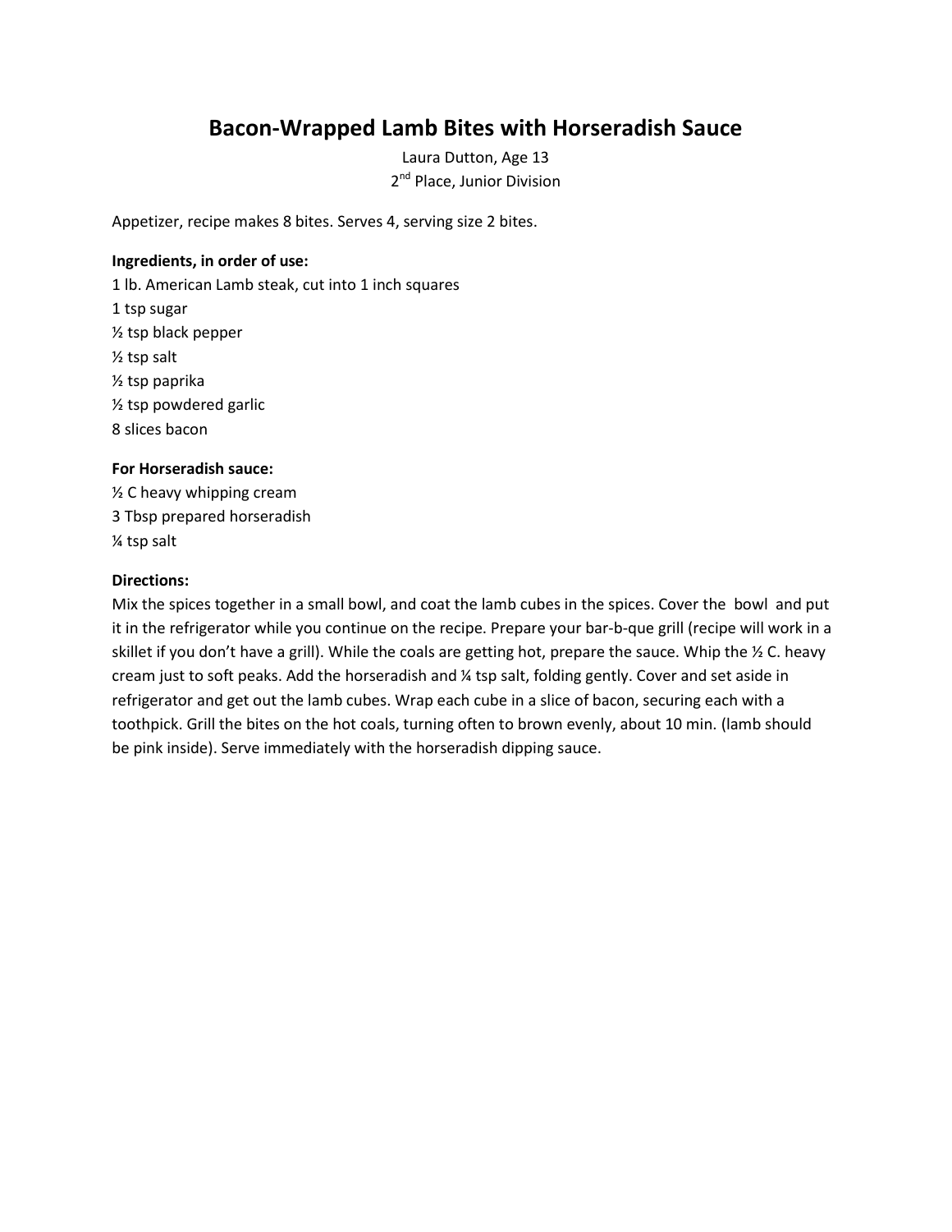# Bacon-Wrapped Lamb Bites with Horseradish Sauce

Laura Dutton, Age 13
2nd Place, Junior Division

Appetizer, recipe makes 8 bites. Serves 4, serving size 2 bites.

**Ingredients, in order of use:**

1 lb. American Lamb steak, cut into 1 inch squares
1 tsp sugar
½ tsp black pepper
½ tsp salt
½ tsp paprika
½ tsp powdered garlic
8 slices bacon

**For Horseradish sauce:**

½ C heavy whipping cream
3 Tbsp prepared horseradish
¼ tsp salt

**Directions:**

Mix the spices together in a small bowl, and coat the lamb cubes in the spices. Cover the bowl and put it in the refrigerator while you continue on the recipe. Prepare your bar-b-que grill (recipe will work in a skillet if you don't have a grill). While the coals are getting hot, prepare the sauce. Whip the ½ C. heavy cream just to soft peaks. Add the horseradish and ¼ tsp salt, folding gently. Cover and set aside in refrigerator and get out the lamb cubes. Wrap each cube in a slice of bacon, securing each with a toothpick. Grill the bites on the hot coals, turning often to brown evenly, about 10 min. (lamb should be pink inside). Serve immediately with the horseradish dipping sauce.